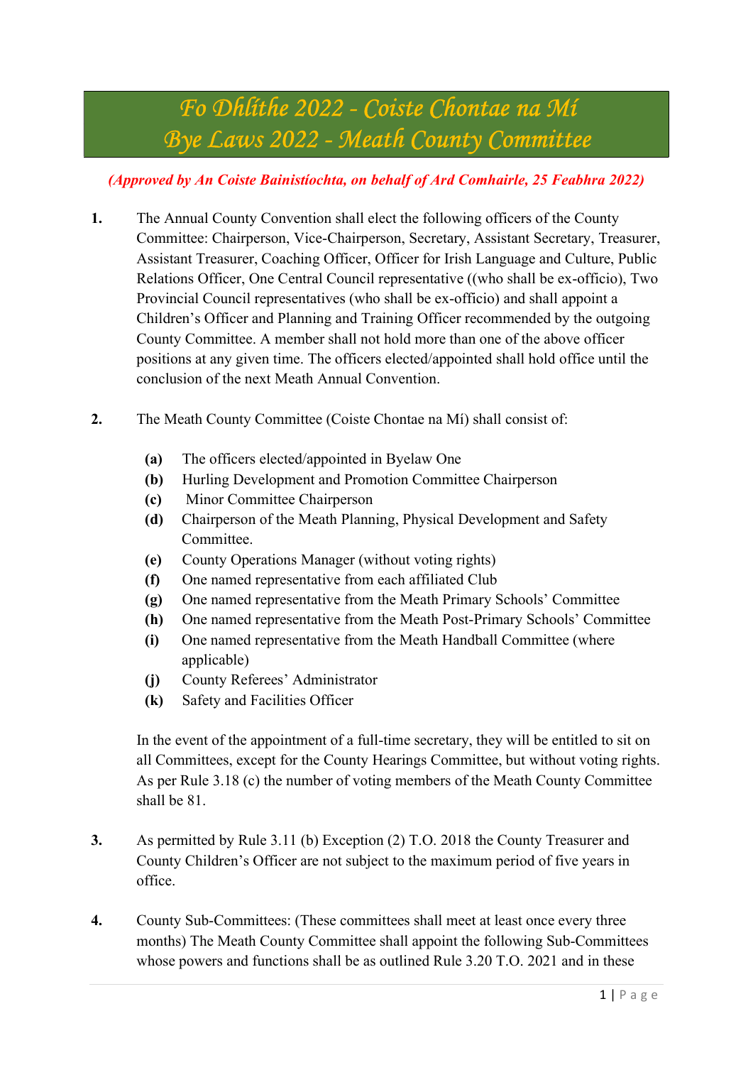# Fo Dhlíthe 2022 - Coiste Chontae na Mí
# Bye Laws 2022 - Meath County Committee

*(Approved by An Coiste Bainistíochta, on behalf of Ard Comhairle, 25 Feabhra 2022)*

**1.** The Annual County Convention shall elect the following officers of the County Committee: Chairperson, Vice-Chairperson, Secretary, Assistant Secretary, Treasurer, Assistant Treasurer, Coaching Officer, Officer for Irish Language and Culture, Public Relations Officer, One Central Council representative ((who shall be ex-officio), Two Provincial Council representatives (who shall be ex-officio) and shall appoint a Children's Officer and Planning and Training Officer recommended by the outgoing County Committee. A member shall not hold more than one of the above officer positions at any given time. The officers elected/appointed shall hold office until the conclusion of the next Meath Annual Convention.

**2.** The Meath County Committee (Coiste Chontae na Mí) shall consist of:

- **(a)** The officers elected/appointed in Byelaw One
- **(b)** Hurling Development and Promotion Committee Chairperson
- **(c)** Minor Committee Chairperson
- **(d)** Chairperson of the Meath Planning, Physical Development and Safety Committee.
- **(e)** County Operations Manager (without voting rights)
- **(f)** One named representative from each affiliated Club
- **(g)** One named representative from the Meath Primary Schools' Committee
- **(h)** One named representative from the Meath Post-Primary Schools' Committee
- **(i)** One named representative from the Meath Handball Committee (where applicable)
- **(j)** County Referees' Administrator
- **(k)** Safety and Facilities Officer

In the event of the appointment of a full-time secretary, they will be entitled to sit on all Committees, except for the County Hearings Committee, but without voting rights. As per Rule 3.18 (c) the number of voting members of the Meath County Committee shall be 81.

**3.** As permitted by Rule 3.11 (b) Exception (2) T.O. 2018 the County Treasurer and County Children's Officer are not subject to the maximum period of five years in office.

**4.** County Sub-Committees: (These committees shall meet at least once every three months) The Meath County Committee shall appoint the following Sub-Committees whose powers and functions shall be as outlined Rule 3.20 T.O. 2021 and in these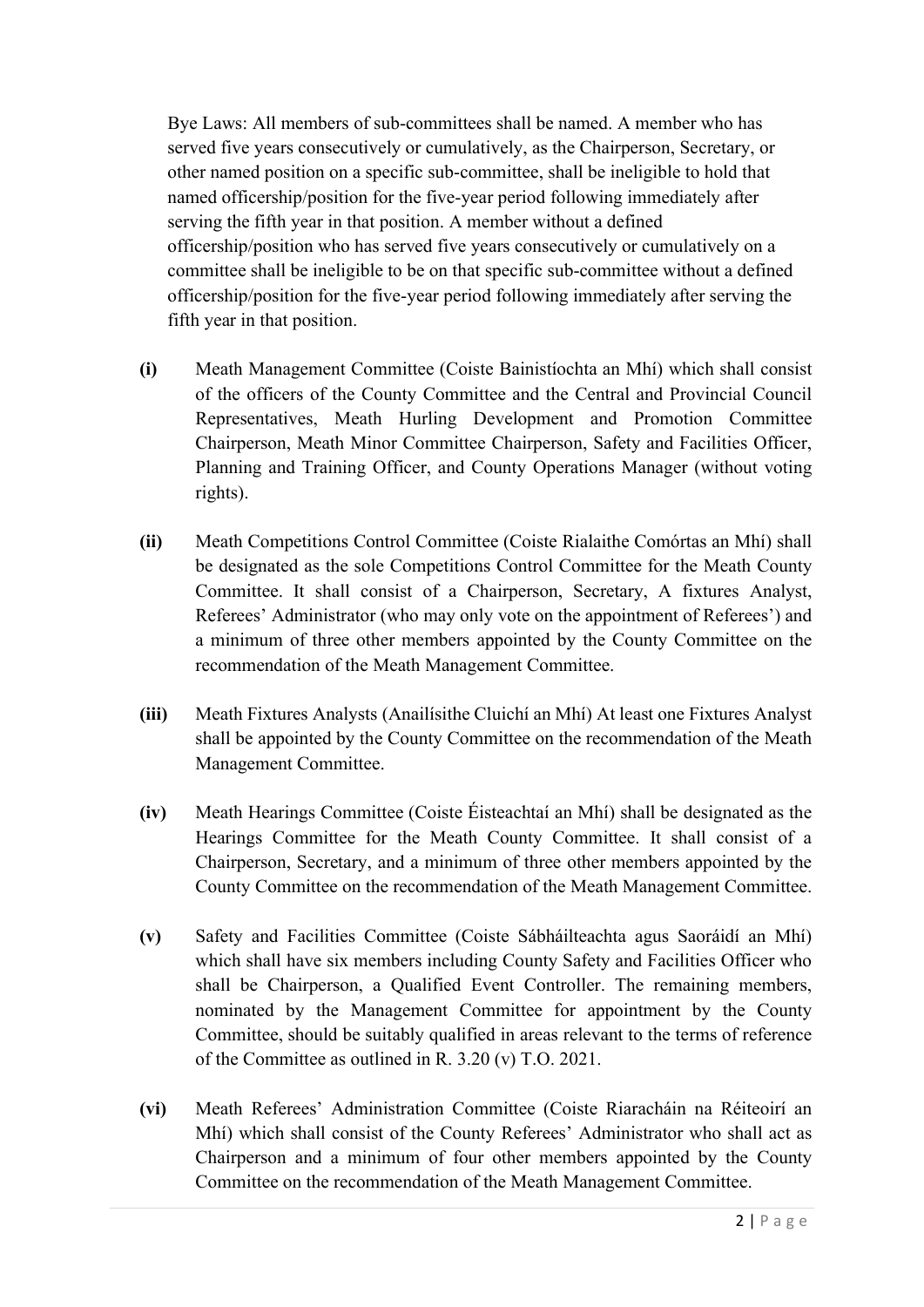Bye Laws: All members of sub-committees shall be named. A member who has served five years consecutively or cumulatively, as the Chairperson, Secretary, or other named position on a specific sub-committee, shall be ineligible to hold that named officership/position for the five-year period following immediately after serving the fifth year in that position. A member without a defined officership/position who has served five years consecutively or cumulatively on a committee shall be ineligible to be on that specific sub-committee without a defined officership/position for the five-year period following immediately after serving the fifth year in that position.

**(i)** Meath Management Committee (Coiste Bainistíochta an Mhí) which shall consist of the officers of the County Committee and the Central and Provincial Council Representatives, Meath Hurling Development and Promotion Committee Chairperson, Meath Minor Committee Chairperson, Safety and Facilities Officer, Planning and Training Officer, and County Operations Manager (without voting rights).

**(ii)** Meath Competitions Control Committee (Coiste Rialaithe Comórtas an Mhí) shall be designated as the sole Competitions Control Committee for the Meath County Committee. It shall consist of a Chairperson, Secretary, A fixtures Analyst, Referees' Administrator (who may only vote on the appointment of Referees') and a minimum of three other members appointed by the County Committee on the recommendation of the Meath Management Committee.

**(iii)** Meath Fixtures Analysts (Anailísithe Cluichí an Mhí) At least one Fixtures Analyst shall be appointed by the County Committee on the recommendation of the Meath Management Committee.

**(iv)** Meath Hearings Committee (Coiste Éisteachtaí an Mhí) shall be designated as the Hearings Committee for the Meath County Committee. It shall consist of a Chairperson, Secretary, and a minimum of three other members appointed by the County Committee on the recommendation of the Meath Management Committee.

**(v)** Safety and Facilities Committee (Coiste Sábháilteachta agus Saoráidí an Mhí) which shall have six members including County Safety and Facilities Officer who shall be Chairperson, a Qualified Event Controller. The remaining members, nominated by the Management Committee for appointment by the County Committee, should be suitably qualified in areas relevant to the terms of reference of the Committee as outlined in R. 3.20 (v) T.O. 2021.

**(vi)** Meath Referees' Administration Committee (Coiste Riaracháin na Réiteoirí an Mhí) which shall consist of the County Referees' Administrator who shall act as Chairperson and a minimum of four other members appointed by the County Committee on the recommendation of the Meath Management Committee.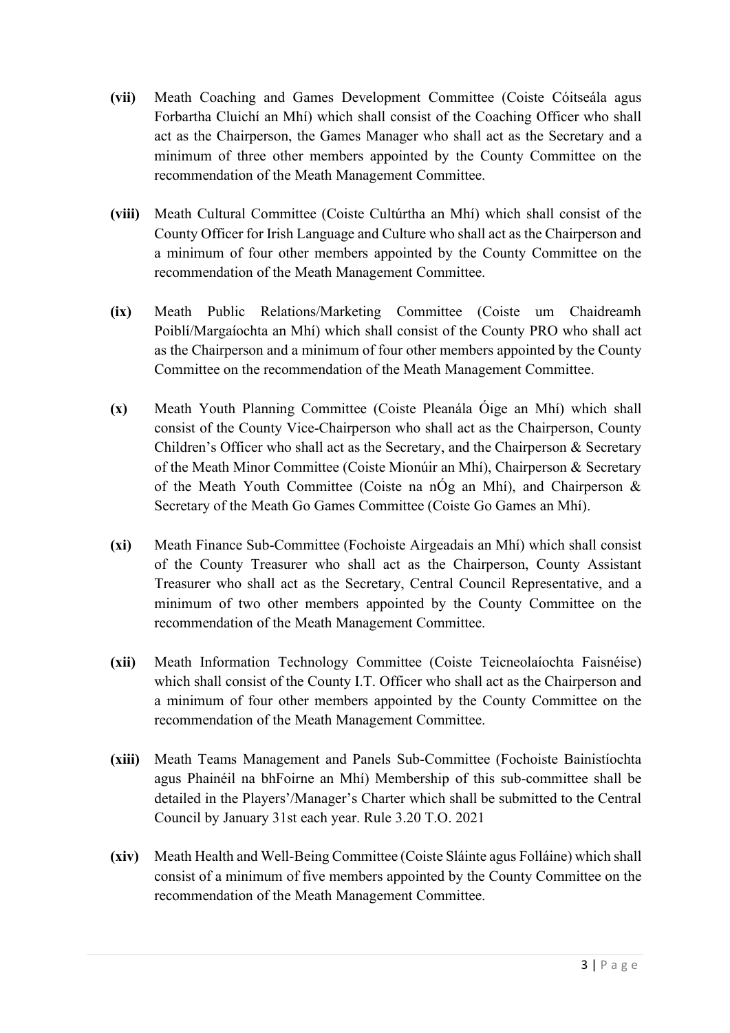**(vii)** Meath Coaching and Games Development Committee (Coiste Cóitseála agus Forbartha Cluichí an Mhí) which shall consist of the Coaching Officer who shall act as the Chairperson, the Games Manager who shall act as the Secretary and a minimum of three other members appointed by the County Committee on the recommendation of the Meath Management Committee.

**(viii)** Meath Cultural Committee (Coiste Cultúrtha an Mhí) which shall consist of the County Officer for Irish Language and Culture who shall act as the Chairperson and a minimum of four other members appointed by the County Committee on the recommendation of the Meath Management Committee.

**(ix)** Meath Public Relations/Marketing Committee (Coiste um Chaidreamh Poiblí/Margaíochta an Mhí) which shall consist of the County PRO who shall act as the Chairperson and a minimum of four other members appointed by the County Committee on the recommendation of the Meath Management Committee.

**(x)** Meath Youth Planning Committee (Coiste Pleanála Óige an Mhí) which shall consist of the County Vice-Chairperson who shall act as the Chairperson, County Children's Officer who shall act as the Secretary, and the Chairperson & Secretary of the Meath Minor Committee (Coiste Mionúir an Mhí), Chairperson & Secretary of the Meath Youth Committee (Coiste na nÓg an Mhí), and Chairperson & Secretary of the Meath Go Games Committee (Coiste Go Games an Mhí).

**(xi)** Meath Finance Sub-Committee (Fochoiste Airgeadais an Mhí) which shall consist of the County Treasurer who shall act as the Chairperson, County Assistant Treasurer who shall act as the Secretary, Central Council Representative, and a minimum of two other members appointed by the County Committee on the recommendation of the Meath Management Committee.

**(xii)** Meath Information Technology Committee (Coiste Teicneolaíochta Faisnéise) which shall consist of the County I.T. Officer who shall act as the Chairperson and a minimum of four other members appointed by the County Committee on the recommendation of the Meath Management Committee.

**(xiii)** Meath Teams Management and Panels Sub-Committee (Fochoiste Bainistíochta agus Phainéil na bhFoirne an Mhí) Membership of this sub-committee shall be detailed in the Players'/Manager's Charter which shall be submitted to the Central Council by January 31st each year. Rule 3.20 T.O. 2021

**(xiv)** Meath Health and Well-Being Committee (Coiste Sláinte agus Folláine) which shall consist of a minimum of five members appointed by the County Committee on the recommendation of the Meath Management Committee.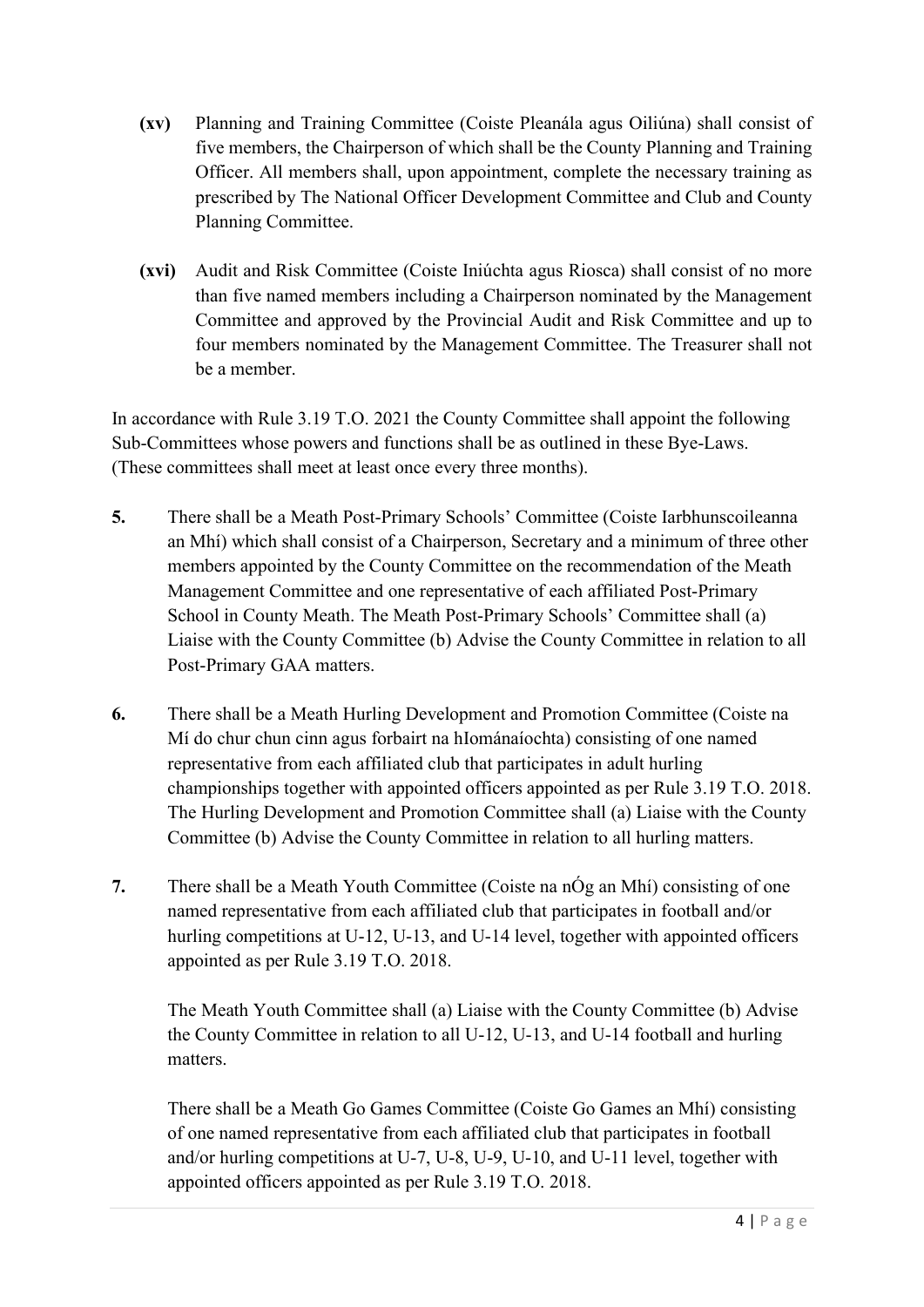**(xv)** Planning and Training Committee (Coiste Pleanála agus Oiliúna) shall consist of five members, the Chairperson of which shall be the County Planning and Training Officer. All members shall, upon appointment, complete the necessary training as prescribed by The National Officer Development Committee and Club and County Planning Committee.

**(xvi)** Audit and Risk Committee (Coiste Iniúchta agus Riosca) shall consist of no more than five named members including a Chairperson nominated by the Management Committee and approved by the Provincial Audit and Risk Committee and up to four members nominated by the Management Committee. The Treasurer shall not be a member.

In accordance with Rule 3.19 T.O. 2021 the County Committee shall appoint the following Sub-Committees whose powers and functions shall be as outlined in these Bye-Laws. (These committees shall meet at least once every three months).

**5.** There shall be a Meath Post-Primary Schools' Committee (Coiste Iarbhunscoileanna an Mhí) which shall consist of a Chairperson, Secretary and a minimum of three other members appointed by the County Committee on the recommendation of the Meath Management Committee and one representative of each affiliated Post-Primary School in County Meath. The Meath Post-Primary Schools' Committee shall (a) Liaise with the County Committee (b) Advise the County Committee in relation to all Post-Primary GAA matters.

**6.** There shall be a Meath Hurling Development and Promotion Committee (Coiste na Mí do chur chun cinn agus forbairt na hIománaíochta) consisting of one named representative from each affiliated club that participates in adult hurling championships together with appointed officers appointed as per Rule 3.19 T.O. 2018. The Hurling Development and Promotion Committee shall (a) Liaise with the County Committee (b) Advise the County Committee in relation to all hurling matters.

**7.** There shall be a Meath Youth Committee (Coiste na nÓg an Mhí) consisting of one named representative from each affiliated club that participates in football and/or hurling competitions at U-12, U-13, and U-14 level, together with appointed officers appointed as per Rule 3.19 T.O. 2018.

The Meath Youth Committee shall (a) Liaise with the County Committee (b) Advise the County Committee in relation to all U-12, U-13, and U-14 football and hurling matters.

There shall be a Meath Go Games Committee (Coiste Go Games an Mhí) consisting of one named representative from each affiliated club that participates in football and/or hurling competitions at U-7, U-8, U-9, U-10, and U-11 level, together with appointed officers appointed as per Rule 3.19 T.O. 2018.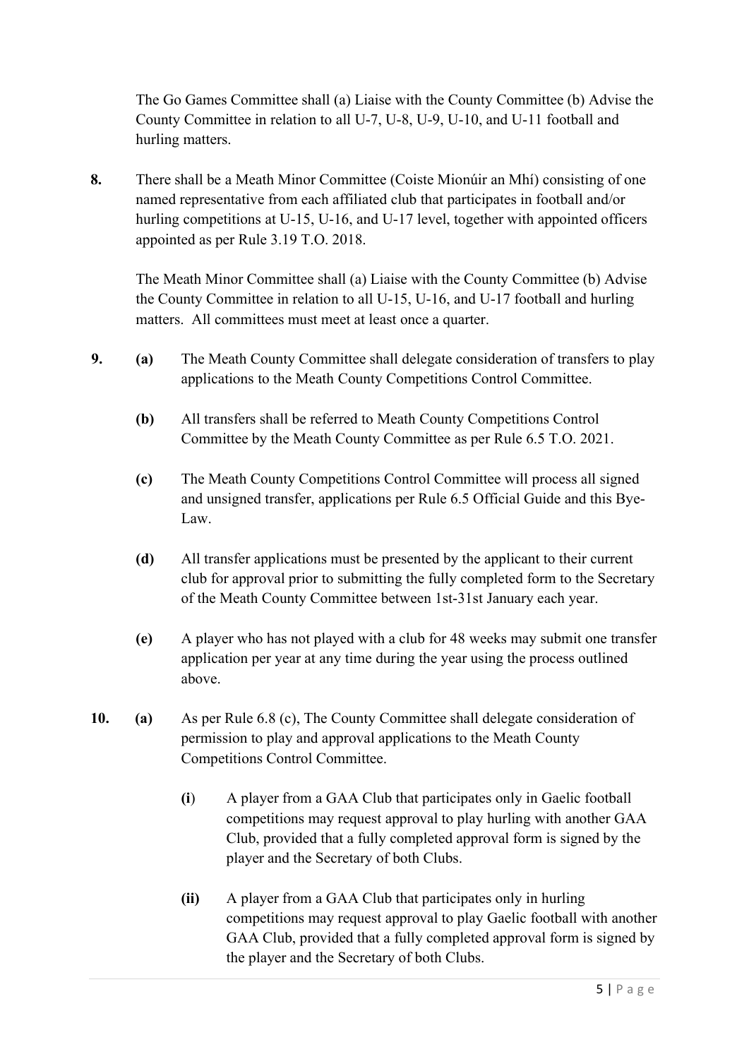The Go Games Committee shall (a) Liaise with the County Committee (b) Advise the County Committee in relation to all U-7, U-8, U-9, U-10, and U-11 football and hurling matters.

**8.** There shall be a Meath Minor Committee (Coiste Mionúir an Mhí) consisting of one named representative from each affiliated club that participates in football and/or hurling competitions at U-15, U-16, and U-17 level, together with appointed officers appointed as per Rule 3.19 T.O. 2018.

The Meath Minor Committee shall (a) Liaise with the County Committee (b) Advise the County Committee in relation to all U-15, U-16, and U-17 football and hurling matters. All committees must meet at least once a quarter.

**9.** **(a)** The Meath County Committee shall delegate consideration of transfers to play applications to the Meath County Competitions Control Committee.

**(b)** All transfers shall be referred to Meath County Competitions Control Committee by the Meath County Committee as per Rule 6.5 T.O. 2021.

**(c)** The Meath County Competitions Control Committee will process all signed and unsigned transfer, applications per Rule 6.5 Official Guide and this Bye-Law.

**(d)** All transfer applications must be presented by the applicant to their current club for approval prior to submitting the fully completed form to the Secretary of the Meath County Committee between 1st-31st January each year.

**(e)** A player who has not played with a club for 48 weeks may submit one transfer application per year at any time during the year using the process outlined above.

**10.** **(a)** As per Rule 6.8 (c), The County Committee shall delegate consideration of permission to play and approval applications to the Meath County Competitions Control Committee.

**(i)** A player from a GAA Club that participates only in Gaelic football competitions may request approval to play hurling with another GAA Club, provided that a fully completed approval form is signed by the player and the Secretary of both Clubs.

**(ii)** A player from a GAA Club that participates only in hurling competitions may request approval to play Gaelic football with another GAA Club, provided that a fully completed approval form is signed by the player and the Secretary of both Clubs.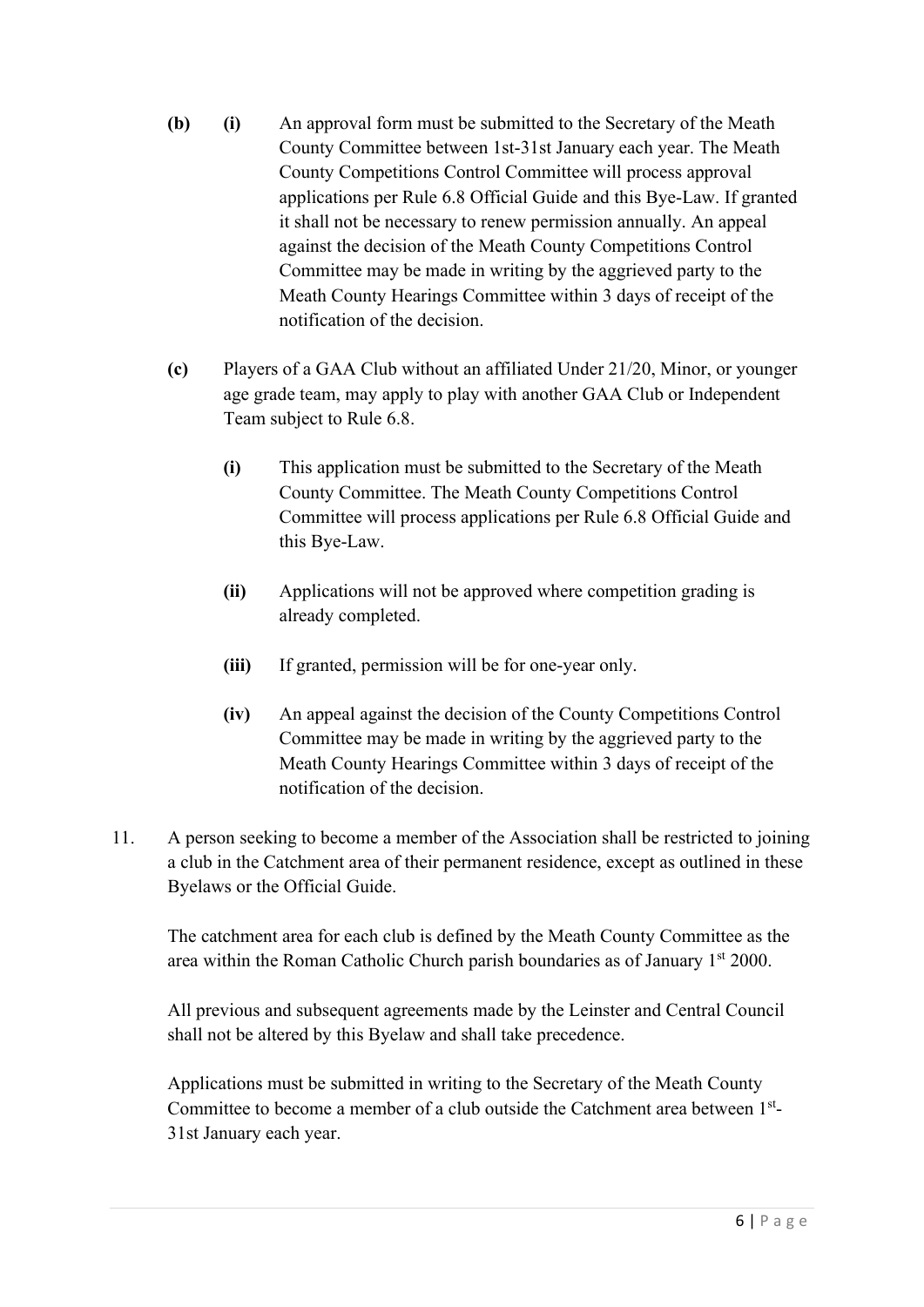**(b)** **(i)** An approval form must be submitted to the Secretary of the Meath County Committee between 1st-31st January each year. The Meath County Competitions Control Committee will process approval applications per Rule 6.8 Official Guide and this Bye-Law. If granted it shall not be necessary to renew permission annually. An appeal against the decision of the Meath County Competitions Control Committee may be made in writing by the aggrieved party to the Meath County Hearings Committee within 3 days of receipt of the notification of the decision.

**(c)** Players of a GAA Club without an affiliated Under 21/20, Minor, or younger age grade team, may apply to play with another GAA Club or Independent Team subject to Rule 6.8.

**(i)** This application must be submitted to the Secretary of the Meath County Committee. The Meath County Competitions Control Committee will process applications per Rule 6.8 Official Guide and this Bye-Law.

**(ii)** Applications will not be approved where competition grading is already completed.

**(iii)** If granted, permission will be for one-year only.

**(iv)** An appeal against the decision of the County Competitions Control Committee may be made in writing by the aggrieved party to the Meath County Hearings Committee within 3 days of receipt of the notification of the decision.

11. A person seeking to become a member of the Association shall be restricted to joining a club in the Catchment area of their permanent residence, except as outlined in these Byelaws or the Official Guide.

The catchment area for each club is defined by the Meath County Committee as the area within the Roman Catholic Church parish boundaries as of January 1st 2000.

All previous and subsequent agreements made by the Leinster and Central Council shall not be altered by this Byelaw and shall take precedence.

Applications must be submitted in writing to the Secretary of the Meath County Committee to become a member of a club outside the Catchment area between 1st-31st January each year.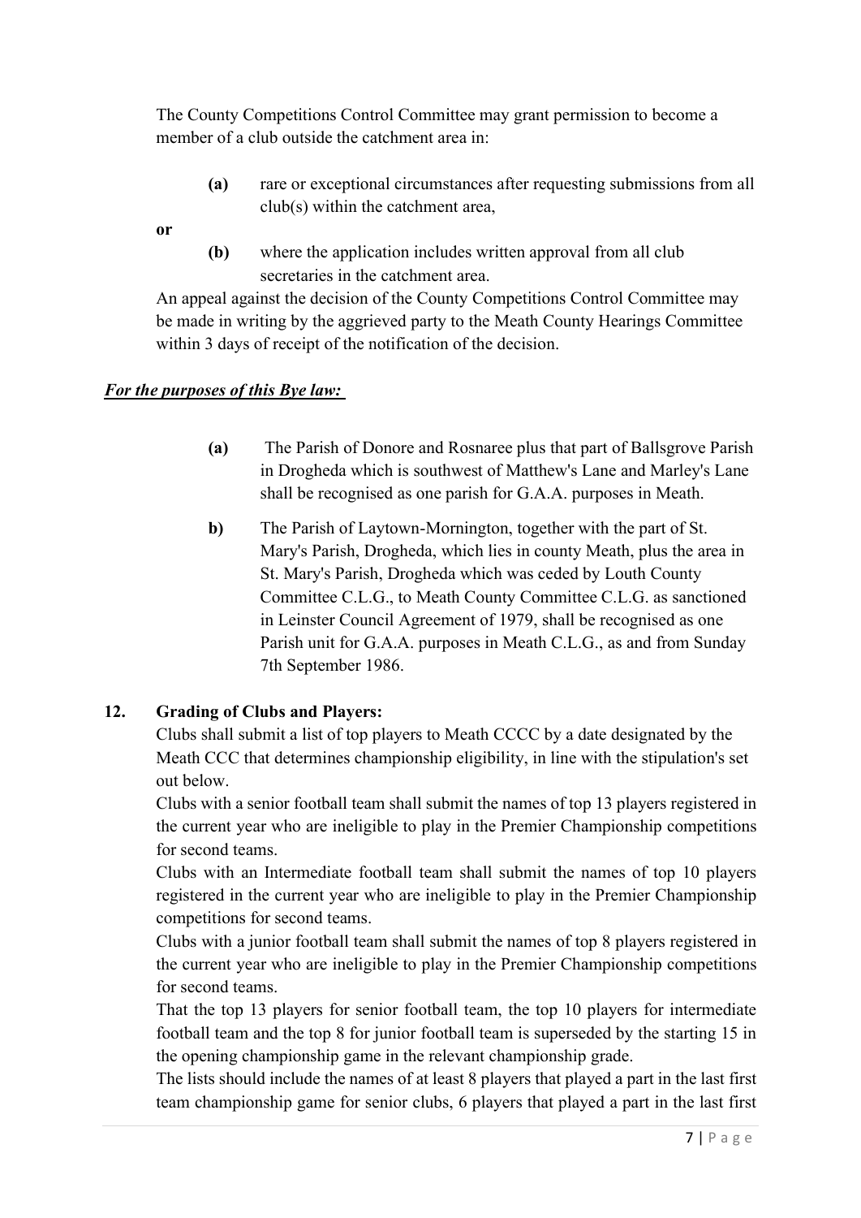The County Competitions Control Committee may grant permission to become a member of a club outside the catchment area in:

- **(a)** rare or exceptional circumstances after requesting submissions from all club(s) within the catchment area,

**or**

- **(b)** where the application includes written approval from all club secretaries in the catchment area.

An appeal against the decision of the County Competitions Control Committee may be made in writing by the aggrieved party to the Meath County Hearings Committee within 3 days of receipt of the notification of the decision.

***For the purposes of this Bye law:***

- **(a)** The Parish of Donore and Rosnaree plus that part of Ballsgrove Parish in Drogheda which is southwest of Matthew's Lane and Marley's Lane shall be recognised as one parish for G.A.A. purposes in Meath.
- **b)** The Parish of Laytown-Mornington, together with the part of St. Mary's Parish, Drogheda, which lies in county Meath, plus the area in St. Mary's Parish, Drogheda which was ceded by Louth County Committee C.L.G., to Meath County Committee C.L.G. as sanctioned in Leinster Council Agreement of 1979, shall be recognised as one Parish unit for G.A.A. purposes in Meath C.L.G., as and from Sunday 7th September 1986.

## 12. Grading of Clubs and Players:

Clubs shall submit a list of top players to Meath CCCC by a date designated by the Meath CCC that determines championship eligibility, in line with the stipulation's set out below.

Clubs with a senior football team shall submit the names of top 13 players registered in the current year who are ineligible to play in the Premier Championship competitions for second teams.

Clubs with an Intermediate football team shall submit the names of top 10 players registered in the current year who are ineligible to play in the Premier Championship competitions for second teams.

Clubs with a junior football team shall submit the names of top 8 players registered in the current year who are ineligible to play in the Premier Championship competitions for second teams.

That the top 13 players for senior football team, the top 10 players for intermediate football team and the top 8 for junior football team is superseded by the starting 15 in the opening championship game in the relevant championship grade.

The lists should include the names of at least 8 players that played a part in the last first team championship game for senior clubs, 6 players that played a part in the last first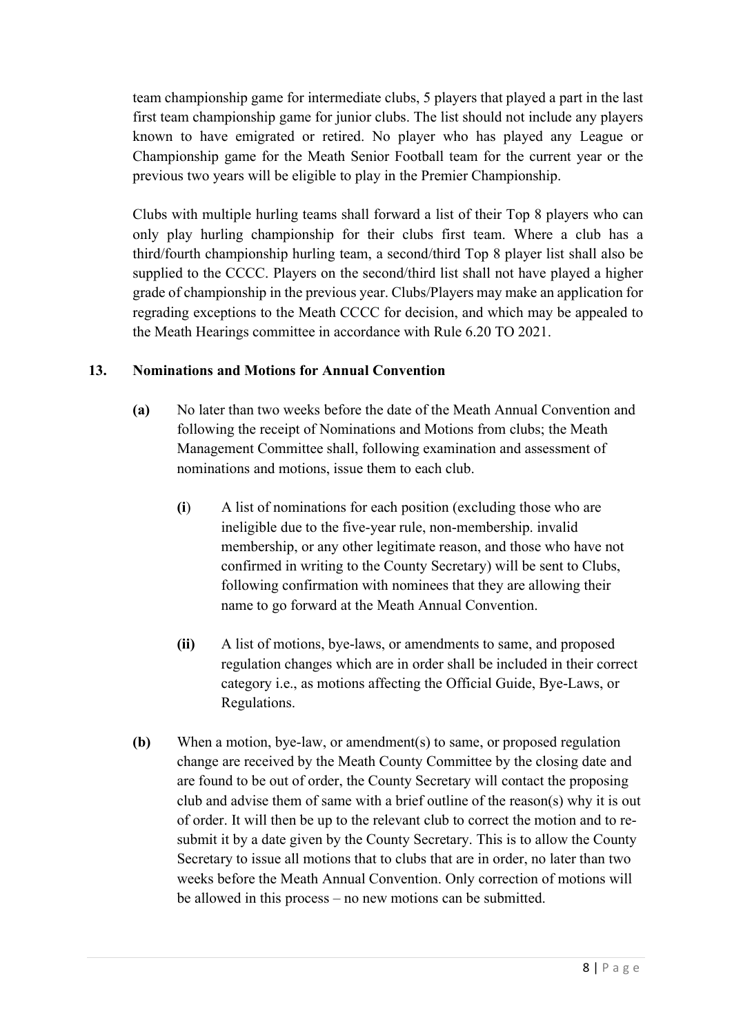team championship game for intermediate clubs, 5 players that played a part in the last first team championship game for junior clubs. The list should not include any players known to have emigrated or retired. No player who has played any League or Championship game for the Meath Senior Football team for the current year or the previous two years will be eligible to play in the Premier Championship.

Clubs with multiple hurling teams shall forward a list of their Top 8 players who can only play hurling championship for their clubs first team. Where a club has a third/fourth championship hurling team, a second/third Top 8 player list shall also be supplied to the CCCC. Players on the second/third list shall not have played a higher grade of championship in the previous year. Clubs/Players may make an application for regrading exceptions to the Meath CCCC for decision, and which may be appealed to the Meath Hearings committee in accordance with Rule 6.20 TO 2021.

## 13. Nominations and Motions for Annual Convention

**(a)** No later than two weeks before the date of the Meath Annual Convention and following the receipt of Nominations and Motions from clubs; the Meath Management Committee shall, following examination and assessment of nominations and motions, issue them to each club.

**(i)** A list of nominations for each position (excluding those who are ineligible due to the five-year rule, non-membership. invalid membership, or any other legitimate reason, and those who have not confirmed in writing to the County Secretary) will be sent to Clubs, following confirmation with nominees that they are allowing their name to go forward at the Meath Annual Convention.

**(ii)** A list of motions, bye-laws, or amendments to same, and proposed regulation changes which are in order shall be included in their correct category i.e., as motions affecting the Official Guide, Bye-Laws, or Regulations.

**(b)** When a motion, bye-law, or amendment(s) to same, or proposed regulation change are received by the Meath County Committee by the closing date and are found to be out of order, the County Secretary will contact the proposing club and advise them of same with a brief outline of the reason(s) why it is out of order. It will then be up to the relevant club to correct the motion and to re-submit it by a date given by the County Secretary. This is to allow the County Secretary to issue all motions that to clubs that are in order, no later than two weeks before the Meath Annual Convention. Only correction of motions will be allowed in this process – no new motions can be submitted.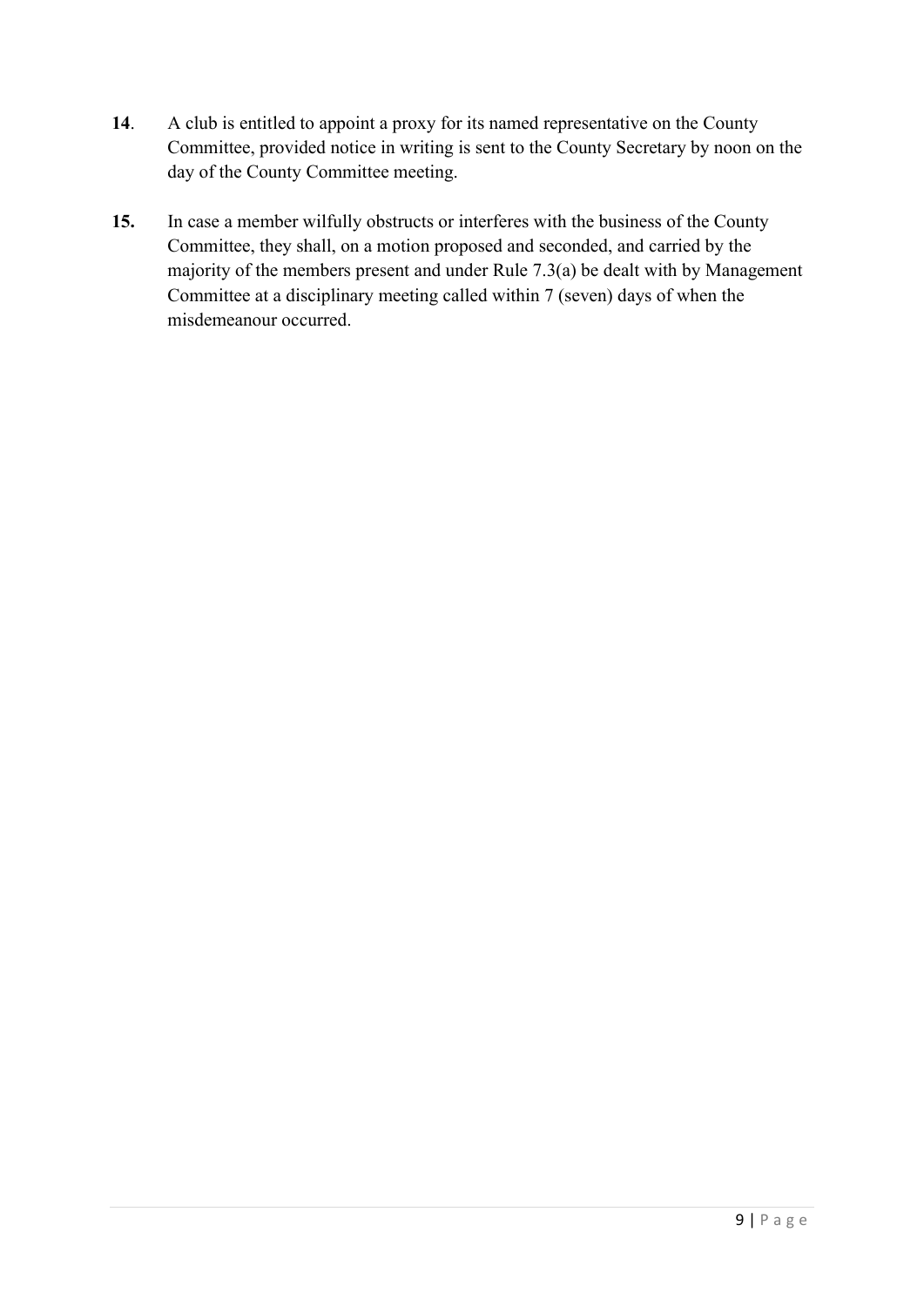**14**. A club is entitled to appoint a proxy for its named representative on the County Committee, provided notice in writing is sent to the County Secretary by noon on the day of the County Committee meeting.

**15.** In case a member wilfully obstructs or interferes with the business of the County Committee, they shall, on a motion proposed and seconded, and carried by the majority of the members present and under Rule 7.3(a) be dealt with by Management Committee at a disciplinary meeting called within 7 (seven) days of when the misdemeanour occurred.